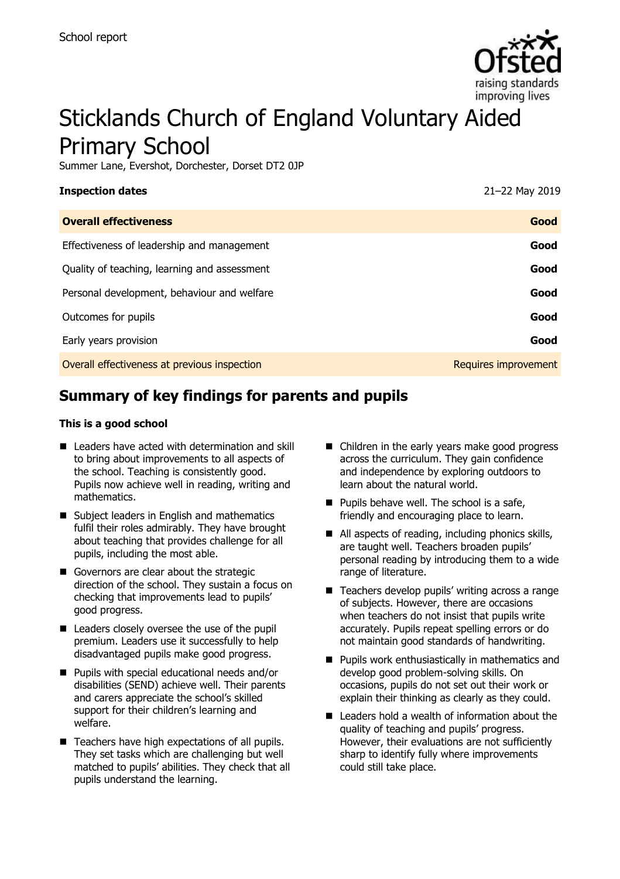School report

# Sticklands Church of England Voluntary Aided Primary School

Summer Lane, Evershot, Dorchester, Dorset DT2 0JP

| **Inspection dates** | 21–22 May 2019 |
|---|---|
| **Overall effectiveness** | **Good** |
| Effectiveness of leadership and management | **Good** |
| Quality of teaching, learning and assessment | **Good** |
| Personal development, behaviour and welfare | **Good** |
| Outcomes for pupils | **Good** |
| Early years provision | **Good** |
| Overall effectiveness at previous inspection | Requires improvement |

## Summary of key findings for parents and pupils

**This is a good school**

- Leaders have acted with determination and skill to bring about improvements to all aspects of the school. Teaching is consistently good. Pupils now achieve well in reading, writing and mathematics.
- Subject leaders in English and mathematics fulfil their roles admirably. They have brought about teaching that provides challenge for all pupils, including the most able.
- Governors are clear about the strategic direction of the school. They sustain a focus on checking that improvements lead to pupils' good progress.
- Leaders closely oversee the use of the pupil premium. Leaders use it successfully to help disadvantaged pupils make good progress.
- Pupils with special educational needs and/or disabilities (SEND) achieve well. Their parents and carers appreciate the school's skilled support for their children's learning and welfare.
- Teachers have high expectations of all pupils. They set tasks which are challenging but well matched to pupils' abilities. They check that all pupils understand the learning.
- Children in the early years make good progress across the curriculum. They gain confidence and independence by exploring outdoors to learn about the natural world.
- Pupils behave well. The school is a safe, friendly and encouraging place to learn.
- All aspects of reading, including phonics skills, are taught well. Teachers broaden pupils' personal reading by introducing them to a wide range of literature.
- Teachers develop pupils' writing across a range of subjects. However, there are occasions when teachers do not insist that pupils write accurately. Pupils repeat spelling errors or do not maintain good standards of handwriting.
- Pupils work enthusiastically in mathematics and develop good problem-solving skills. On occasions, pupils do not set out their work or explain their thinking as clearly as they could.
- Leaders hold a wealth of information about the quality of teaching and pupils' progress. However, their evaluations are not sufficiently sharp to identify fully where improvements could still take place.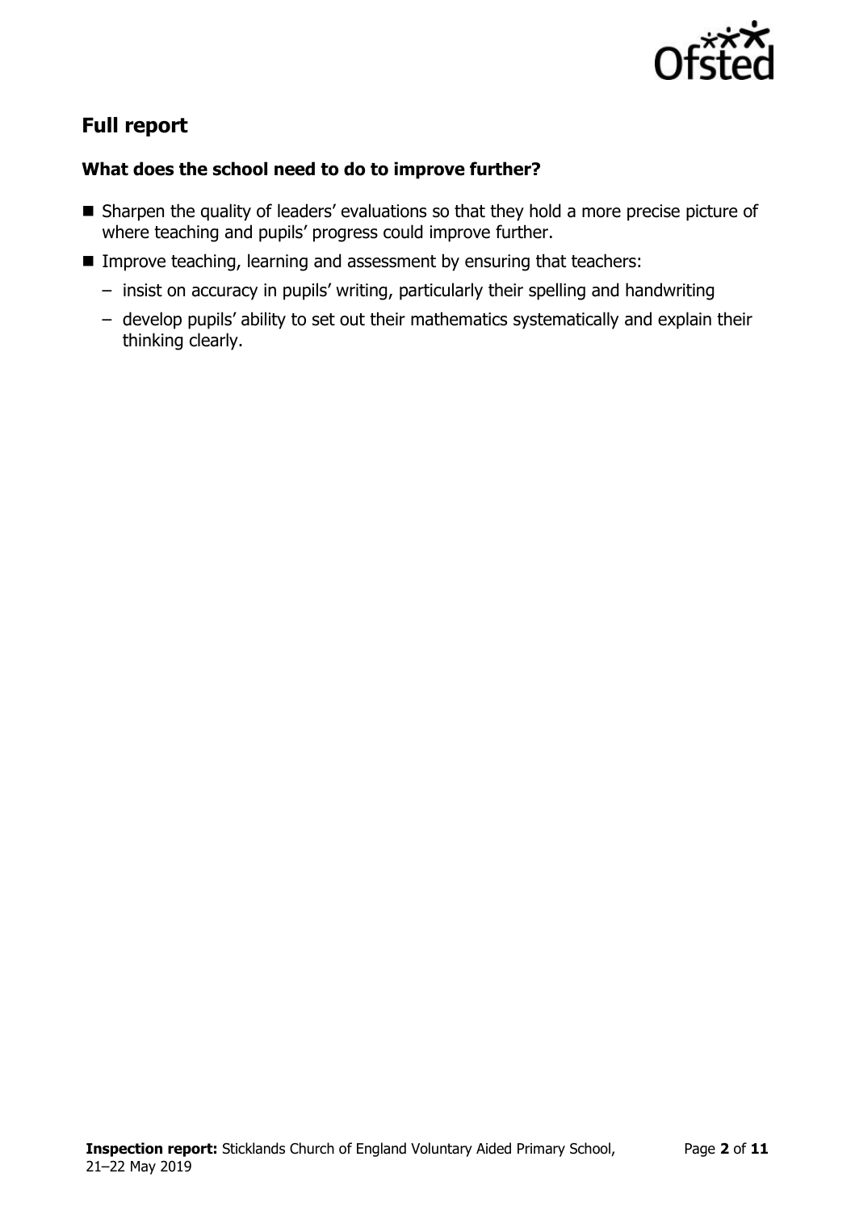## Full report

### What does the school need to do to improve further?

- Sharpen the quality of leaders' evaluations so that they hold a more precise picture of where teaching and pupils' progress could improve further.
- Improve teaching, learning and assessment by ensuring that teachers:
  - insist on accuracy in pupils' writing, particularly their spelling and handwriting
  - develop pupils' ability to set out their mathematics systematically and explain their thinking clearly.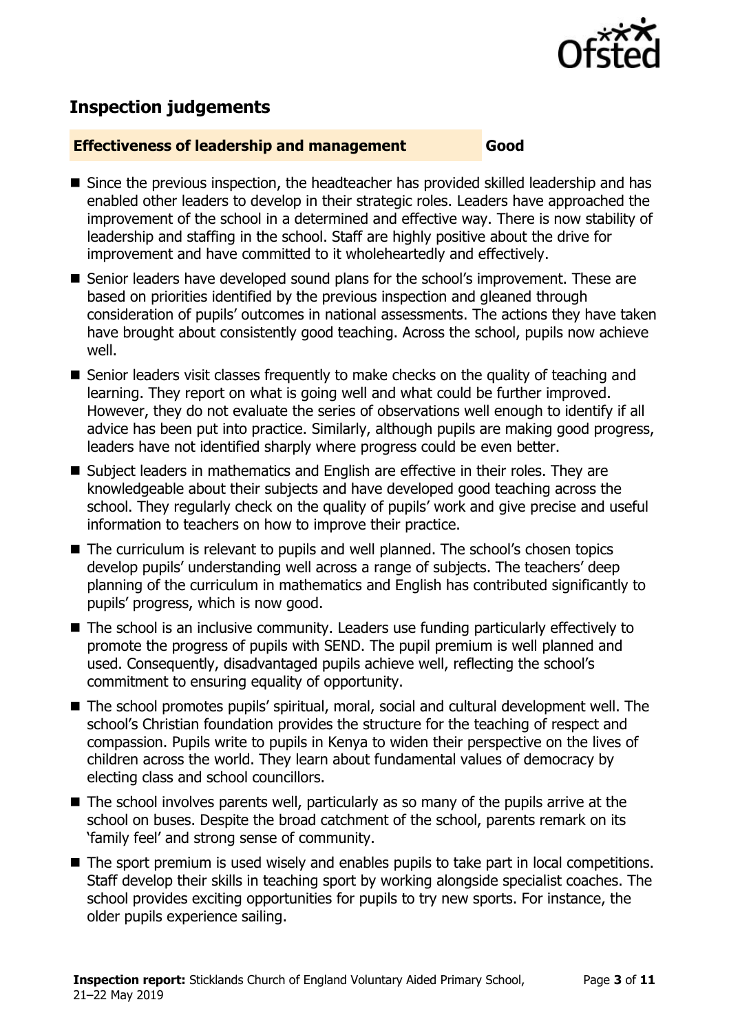## Inspection judgements

**Effectiveness of leadership and management** **Good**

- Since the previous inspection, the headteacher has provided skilled leadership and has enabled other leaders to develop in their strategic roles. Leaders have approached the improvement of the school in a determined and effective way. There is now stability of leadership and staffing in the school. Staff are highly positive about the drive for improvement and have committed to it wholeheartedly and effectively.
- Senior leaders have developed sound plans for the school's improvement. These are based on priorities identified by the previous inspection and gleaned through consideration of pupils' outcomes in national assessments. The actions they have taken have brought about consistently good teaching. Across the school, pupils now achieve well.
- Senior leaders visit classes frequently to make checks on the quality of teaching and learning. They report on what is going well and what could be further improved. However, they do not evaluate the series of observations well enough to identify if all advice has been put into practice. Similarly, although pupils are making good progress, leaders have not identified sharply where progress could be even better.
- Subject leaders in mathematics and English are effective in their roles. They are knowledgeable about their subjects and have developed good teaching across the school. They regularly check on the quality of pupils' work and give precise and useful information to teachers on how to improve their practice.
- The curriculum is relevant to pupils and well planned. The school's chosen topics develop pupils' understanding well across a range of subjects. The teachers' deep planning of the curriculum in mathematics and English has contributed significantly to pupils' progress, which is now good.
- The school is an inclusive community. Leaders use funding particularly effectively to promote the progress of pupils with SEND. The pupil premium is well planned and used. Consequently, disadvantaged pupils achieve well, reflecting the school's commitment to ensuring equality of opportunity.
- The school promotes pupils' spiritual, moral, social and cultural development well. The school's Christian foundation provides the structure for the teaching of respect and compassion. Pupils write to pupils in Kenya to widen their perspective on the lives of children across the world. They learn about fundamental values of democracy by electing class and school councillors.
- The school involves parents well, particularly as so many of the pupils arrive at the school on buses. Despite the broad catchment of the school, parents remark on its 'family feel' and strong sense of community.
- The sport premium is used wisely and enables pupils to take part in local competitions. Staff develop their skills in teaching sport by working alongside specialist coaches. The school provides exciting opportunities for pupils to try new sports. For instance, the older pupils experience sailing.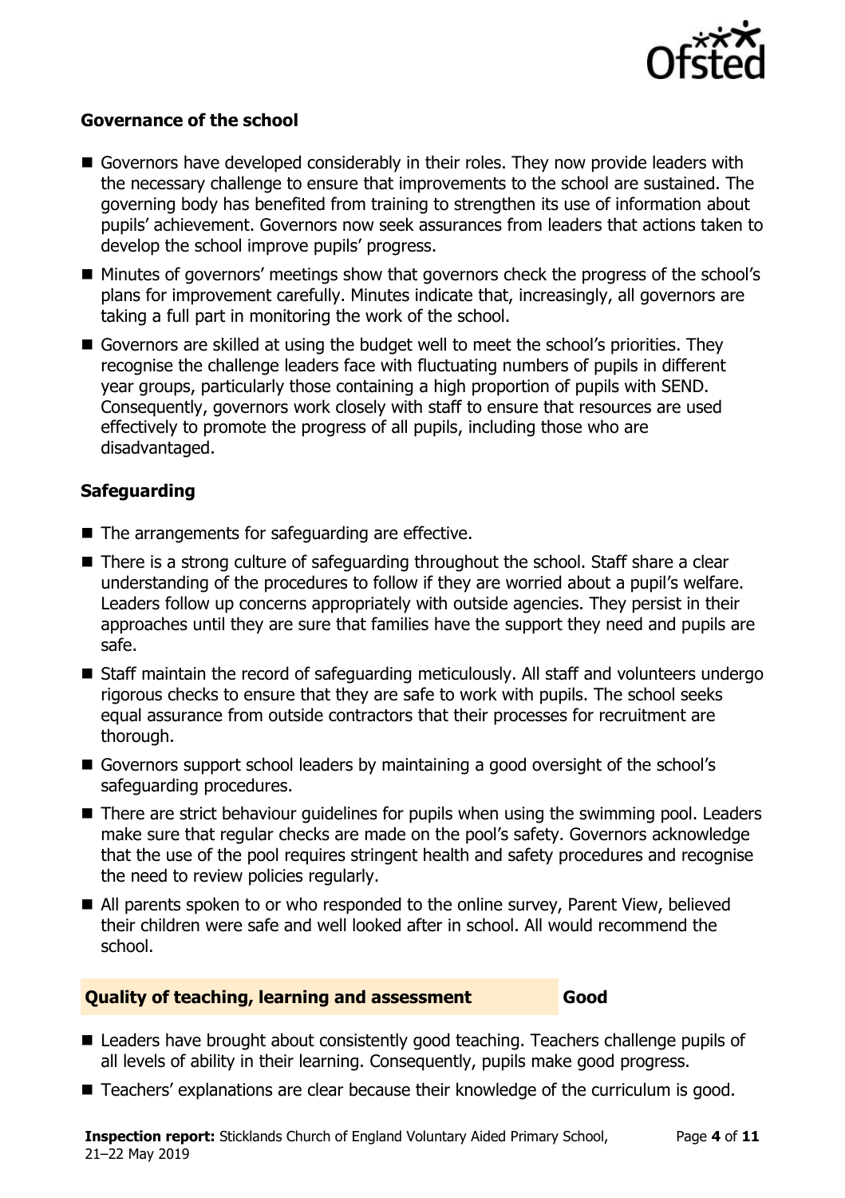### Governance of the school

- Governors have developed considerably in their roles. They now provide leaders with the necessary challenge to ensure that improvements to the school are sustained. The governing body has benefited from training to strengthen its use of information about pupils' achievement. Governors now seek assurances from leaders that actions taken to develop the school improve pupils' progress.
- Minutes of governors' meetings show that governors check the progress of the school's plans for improvement carefully. Minutes indicate that, increasingly, all governors are taking a full part in monitoring the work of the school.
- Governors are skilled at using the budget well to meet the school's priorities. They recognise the challenge leaders face with fluctuating numbers of pupils in different year groups, particularly those containing a high proportion of pupils with SEND. Consequently, governors work closely with staff to ensure that resources are used effectively to promote the progress of all pupils, including those who are disadvantaged.

### Safeguarding

- The arrangements for safeguarding are effective.
- There is a strong culture of safeguarding throughout the school. Staff share a clear understanding of the procedures to follow if they are worried about a pupil's welfare. Leaders follow up concerns appropriately with outside agencies. They persist in their approaches until they are sure that families have the support they need and pupils are safe.
- Staff maintain the record of safeguarding meticulously. All staff and volunteers undergo rigorous checks to ensure that they are safe to work with pupils. The school seeks equal assurance from outside contractors that their processes for recruitment are thorough.
- Governors support school leaders by maintaining a good oversight of the school's safeguarding procedures.
- There are strict behaviour guidelines for pupils when using the swimming pool. Leaders make sure that regular checks are made on the pool's safety. Governors acknowledge that the use of the pool requires stringent health and safety procedures and recognise the need to review policies regularly.
- All parents spoken to or who responded to the online survey, Parent View, believed their children were safe and well looked after in school. All would recommend the school.

## Quality of teaching, learning and assessment — Good

- Leaders have brought about consistently good teaching. Teachers challenge pupils of all levels of ability in their learning. Consequently, pupils make good progress.
- Teachers' explanations are clear because their knowledge of the curriculum is good.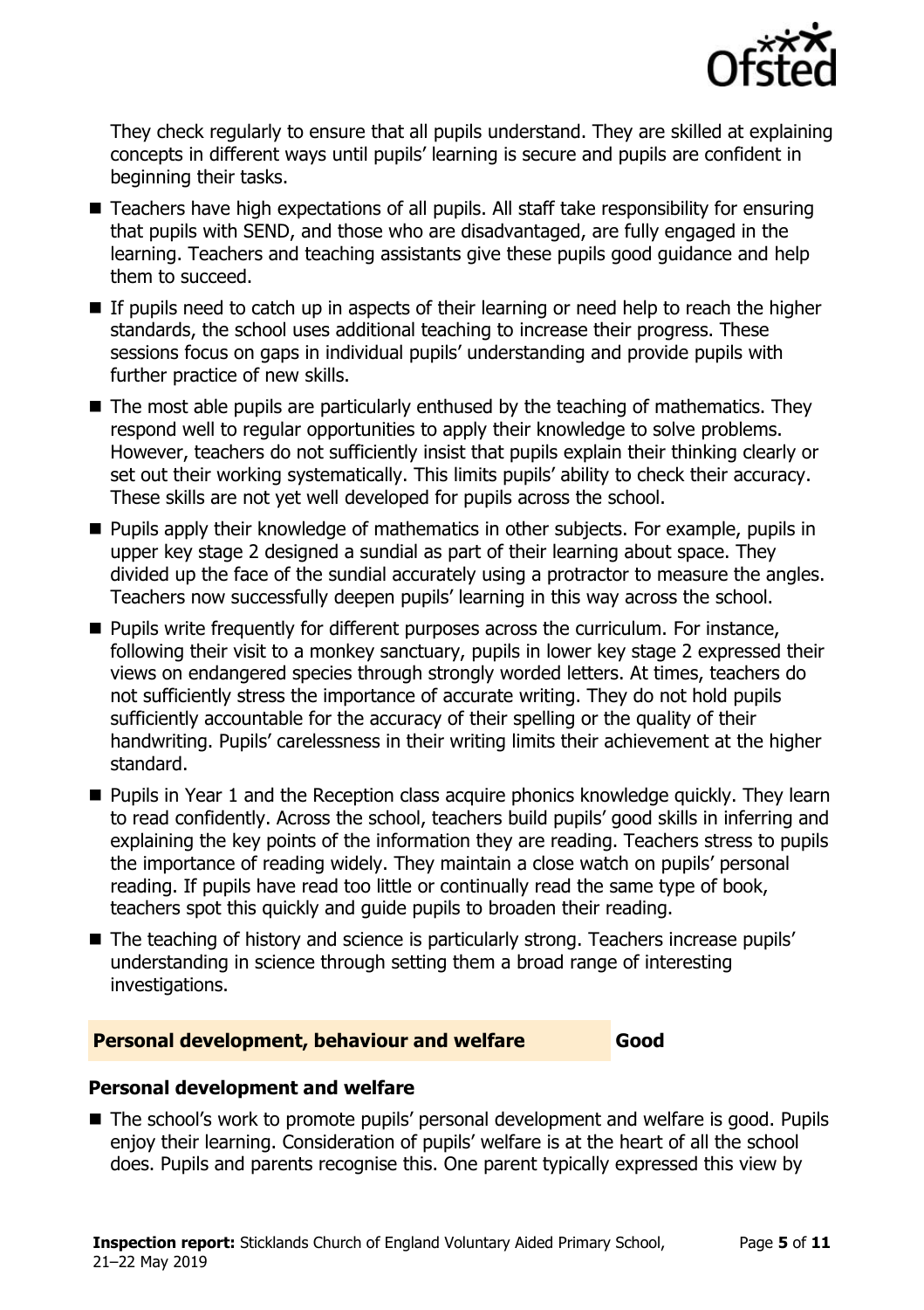They check regularly to ensure that all pupils understand. They are skilled at explaining concepts in different ways until pupils' learning is secure and pupils are confident in beginning their tasks.

- Teachers have high expectations of all pupils. All staff take responsibility for ensuring that pupils with SEND, and those who are disadvantaged, are fully engaged in the learning. Teachers and teaching assistants give these pupils good guidance and help them to succeed.
- If pupils need to catch up in aspects of their learning or need help to reach the higher standards, the school uses additional teaching to increase their progress. These sessions focus on gaps in individual pupils' understanding and provide pupils with further practice of new skills.
- The most able pupils are particularly enthused by the teaching of mathematics. They respond well to regular opportunities to apply their knowledge to solve problems. However, teachers do not sufficiently insist that pupils explain their thinking clearly or set out their working systematically. This limits pupils' ability to check their accuracy. These skills are not yet well developed for pupils across the school.
- Pupils apply their knowledge of mathematics in other subjects. For example, pupils in upper key stage 2 designed a sundial as part of their learning about space. They divided up the face of the sundial accurately using a protractor to measure the angles. Teachers now successfully deepen pupils' learning in this way across the school.
- Pupils write frequently for different purposes across the curriculum. For instance, following their visit to a monkey sanctuary, pupils in lower key stage 2 expressed their views on endangered species through strongly worded letters. At times, teachers do not sufficiently stress the importance of accurate writing. They do not hold pupils sufficiently accountable for the accuracy of their spelling or the quality of their handwriting. Pupils' carelessness in their writing limits their achievement at the higher standard.
- Pupils in Year 1 and the Reception class acquire phonics knowledge quickly. They learn to read confidently. Across the school, teachers build pupils' good skills in inferring and explaining the key points of the information they are reading. Teachers stress to pupils the importance of reading widely. They maintain a close watch on pupils' personal reading. If pupils have read too little or continually read the same type of book, teachers spot this quickly and guide pupils to broaden their reading.
- The teaching of history and science is particularly strong. Teachers increase pupils' understanding in science through setting them a broad range of interesting investigations.

## Personal development, behaviour and welfare — Good

### Personal development and welfare

- The school's work to promote pupils' personal development and welfare is good. Pupils enjoy their learning. Consideration of pupils' welfare is at the heart of all the school does. Pupils and parents recognise this. One parent typically expressed this view by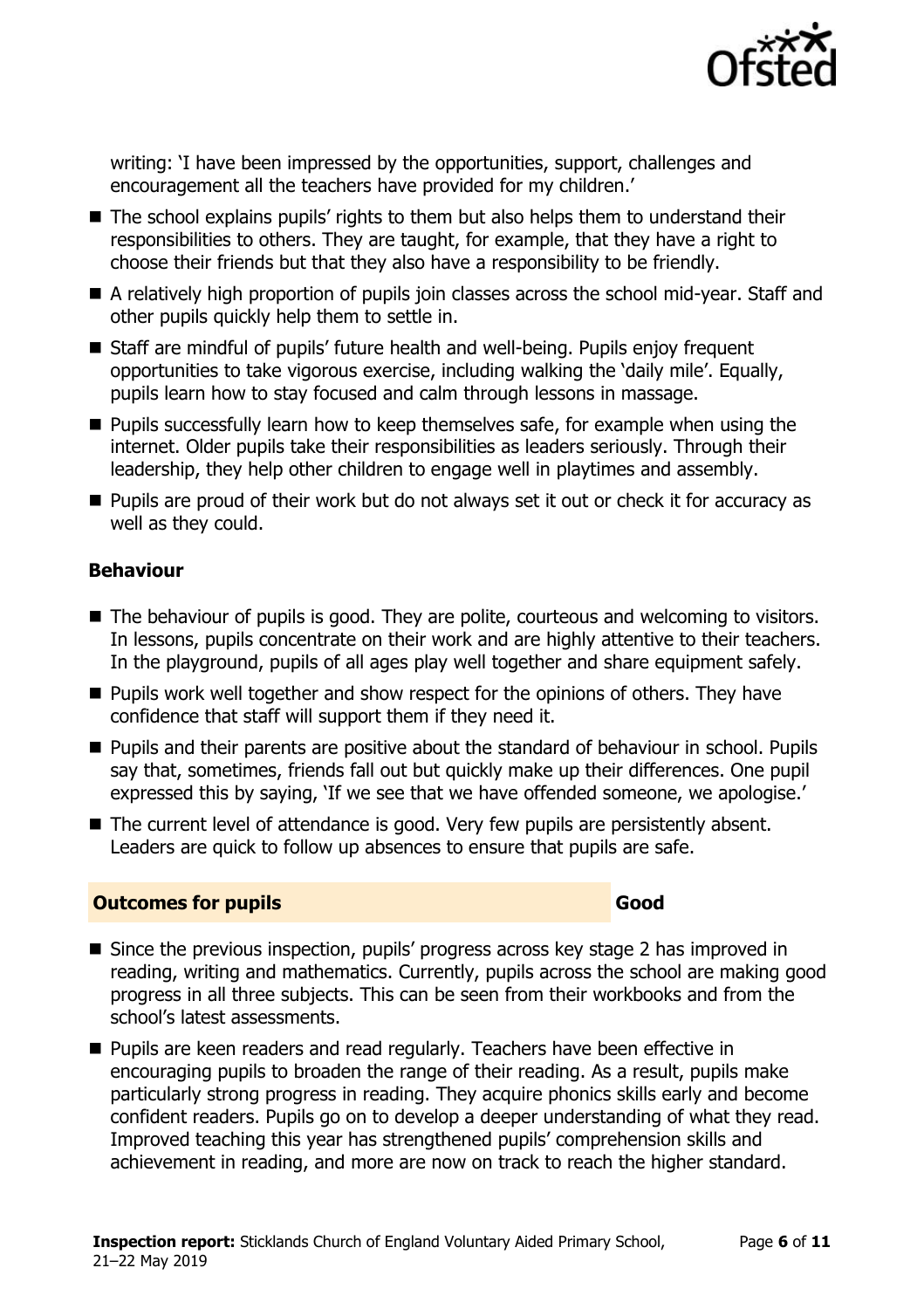writing: 'I have been impressed by the opportunities, support, challenges and encouragement all the teachers have provided for my children.'

- The school explains pupils' rights to them but also helps them to understand their responsibilities to others. They are taught, for example, that they have a right to choose their friends but that they also have a responsibility to be friendly.
- A relatively high proportion of pupils join classes across the school mid-year. Staff and other pupils quickly help them to settle in.
- Staff are mindful of pupils' future health and well-being. Pupils enjoy frequent opportunities to take vigorous exercise, including walking the 'daily mile'. Equally, pupils learn how to stay focused and calm through lessons in massage.
- Pupils successfully learn how to keep themselves safe, for example when using the internet. Older pupils take their responsibilities as leaders seriously. Through their leadership, they help other children to engage well in playtimes and assembly.
- Pupils are proud of their work but do not always set it out or check it for accuracy as well as they could.

### Behaviour

- The behaviour of pupils is good. They are polite, courteous and welcoming to visitors. In lessons, pupils concentrate on their work and are highly attentive to their teachers. In the playground, pupils of all ages play well together and share equipment safely.
- Pupils work well together and show respect for the opinions of others. They have confidence that staff will support them if they need it.
- Pupils and their parents are positive about the standard of behaviour in school. Pupils say that, sometimes, friends fall out but quickly make up their differences. One pupil expressed this by saying, 'If we see that we have offended someone, we apologise.'
- The current level of attendance is good. Very few pupils are persistently absent. Leaders are quick to follow up absences to ensure that pupils are safe.

## Outcomes for pupils — Good

- Since the previous inspection, pupils' progress across key stage 2 has improved in reading, writing and mathematics. Currently, pupils across the school are making good progress in all three subjects. This can be seen from their workbooks and from the school's latest assessments.
- Pupils are keen readers and read regularly. Teachers have been effective in encouraging pupils to broaden the range of their reading. As a result, pupils make particularly strong progress in reading. They acquire phonics skills early and become confident readers. Pupils go on to develop a deeper understanding of what they read. Improved teaching this year has strengthened pupils' comprehension skills and achievement in reading, and more are now on track to reach the higher standard.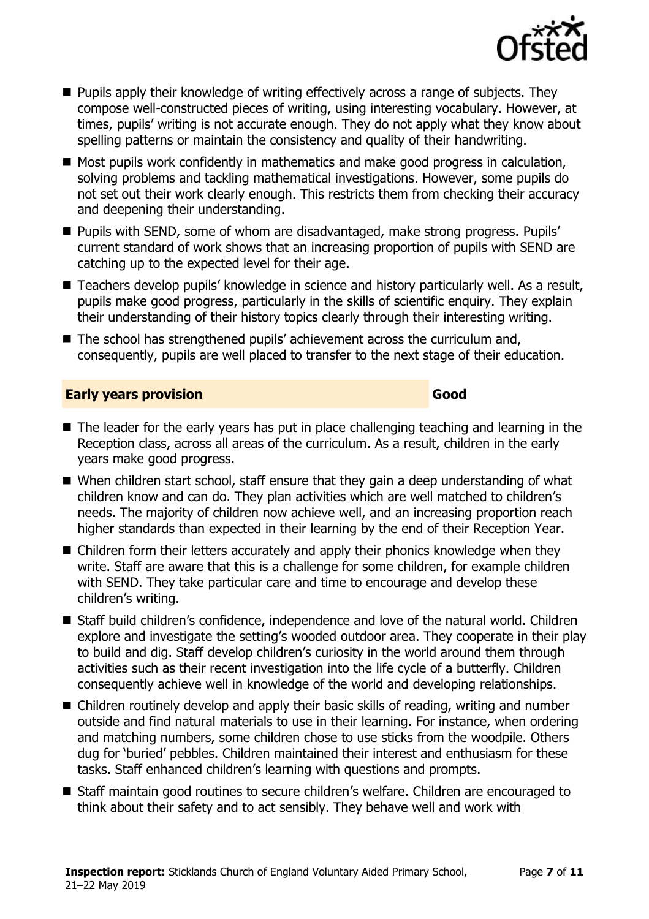- Pupils apply their knowledge of writing effectively across a range of subjects. They compose well-constructed pieces of writing, using interesting vocabulary. However, at times, pupils' writing is not accurate enough. They do not apply what they know about spelling patterns or maintain the consistency and quality of their handwriting.
- Most pupils work confidently in mathematics and make good progress in calculation, solving problems and tackling mathematical investigations. However, some pupils do not set out their work clearly enough. This restricts them from checking their accuracy and deepening their understanding.
- Pupils with SEND, some of whom are disadvantaged, make strong progress. Pupils' current standard of work shows that an increasing proportion of pupils with SEND are catching up to the expected level for their age.
- Teachers develop pupils' knowledge in science and history particularly well. As a result, pupils make good progress, particularly in the skills of scientific enquiry. They explain their understanding of their history topics clearly through their interesting writing.
- The school has strengthened pupils' achievement across the curriculum and, consequently, pupils are well placed to transfer to the next stage of their education.

## Early years provision — Good

- The leader for the early years has put in place challenging teaching and learning in the Reception class, across all areas of the curriculum. As a result, children in the early years make good progress.
- When children start school, staff ensure that they gain a deep understanding of what children know and can do. They plan activities which are well matched to children's needs. The majority of children now achieve well, and an increasing proportion reach higher standards than expected in their learning by the end of their Reception Year.
- Children form their letters accurately and apply their phonics knowledge when they write. Staff are aware that this is a challenge for some children, for example children with SEND. They take particular care and time to encourage and develop these children's writing.
- Staff build children's confidence, independence and love of the natural world. Children explore and investigate the setting's wooded outdoor area. They cooperate in their play to build and dig. Staff develop children's curiosity in the world around them through activities such as their recent investigation into the life cycle of a butterfly. Children consequently achieve well in knowledge of the world and developing relationships.
- Children routinely develop and apply their basic skills of reading, writing and number outside and find natural materials to use in their learning. For instance, when ordering and matching numbers, some children chose to use sticks from the woodpile. Others dug for 'buried' pebbles. Children maintained their interest and enthusiasm for these tasks. Staff enhanced children's learning with questions and prompts.
- Staff maintain good routines to secure children's welfare. Children are encouraged to think about their safety and to act sensibly. They behave well and work with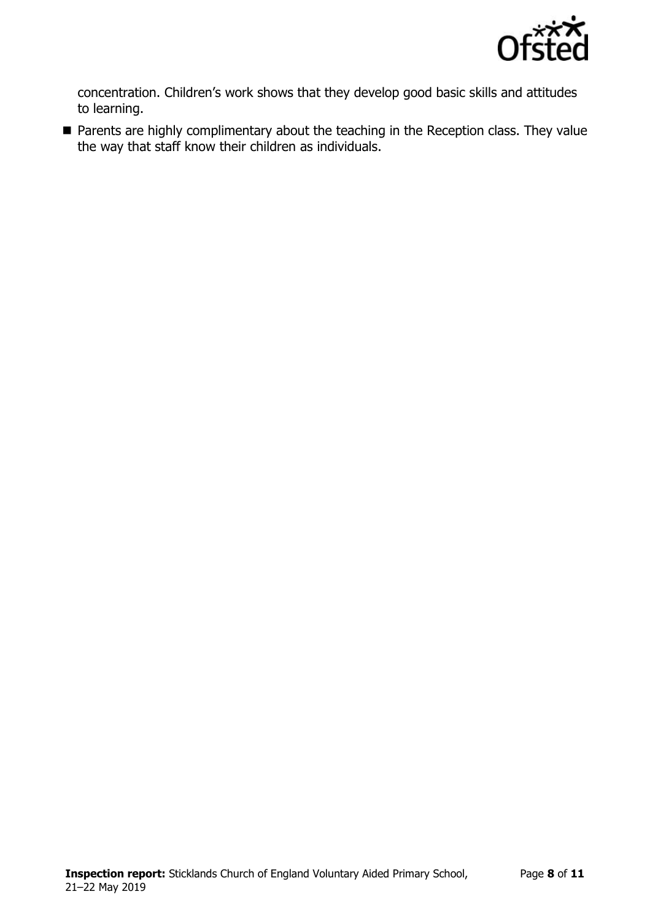concentration. Children's work shows that they develop good basic skills and attitudes to learning.

- Parents are highly complimentary about the teaching in the Reception class. They value the way that staff know their children as individuals.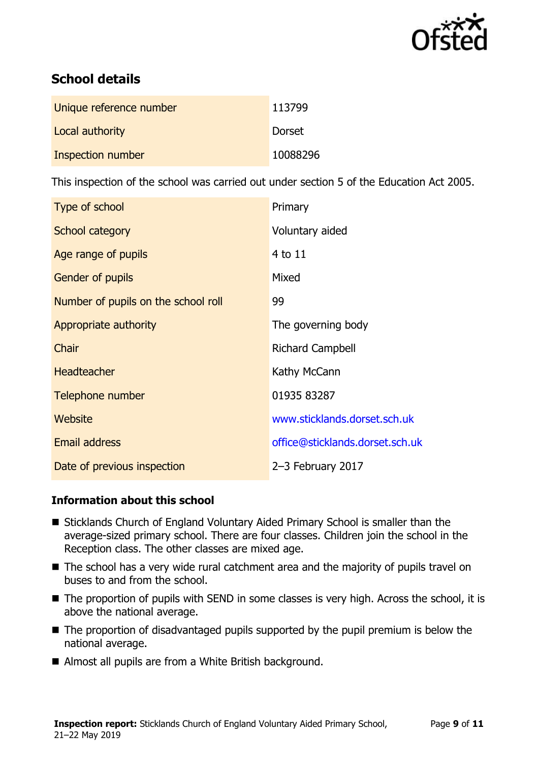## School details

| | |
|---|---|
| Unique reference number | 113799 |
| Local authority | Dorset |
| Inspection number | 10088296 |

This inspection of the school was carried out under section 5 of the Education Act 2005.

| | |
|---|---|
| Type of school | Primary |
| School category | Voluntary aided |
| Age range of pupils | 4 to 11 |
| Gender of pupils | Mixed |
| Number of pupils on the school roll | 99 |
| Appropriate authority | The governing body |
| Chair | Richard Campbell |
| Headteacher | Kathy McCann |
| Telephone number | 01935 83287 |
| Website | www.sticklands.dorset.sch.uk |
| Email address | office@sticklands.dorset.sch.uk |
| Date of previous inspection | 2–3 February 2017 |

### Information about this school

- Sticklands Church of England Voluntary Aided Primary School is smaller than the average-sized primary school. There are four classes. Children join the school in the Reception class. The other classes are mixed age.
- The school has a very wide rural catchment area and the majority of pupils travel on buses to and from the school.
- The proportion of pupils with SEND in some classes is very high. Across the school, it is above the national average.
- The proportion of disadvantaged pupils supported by the pupil premium is below the national average.
- Almost all pupils are from a White British background.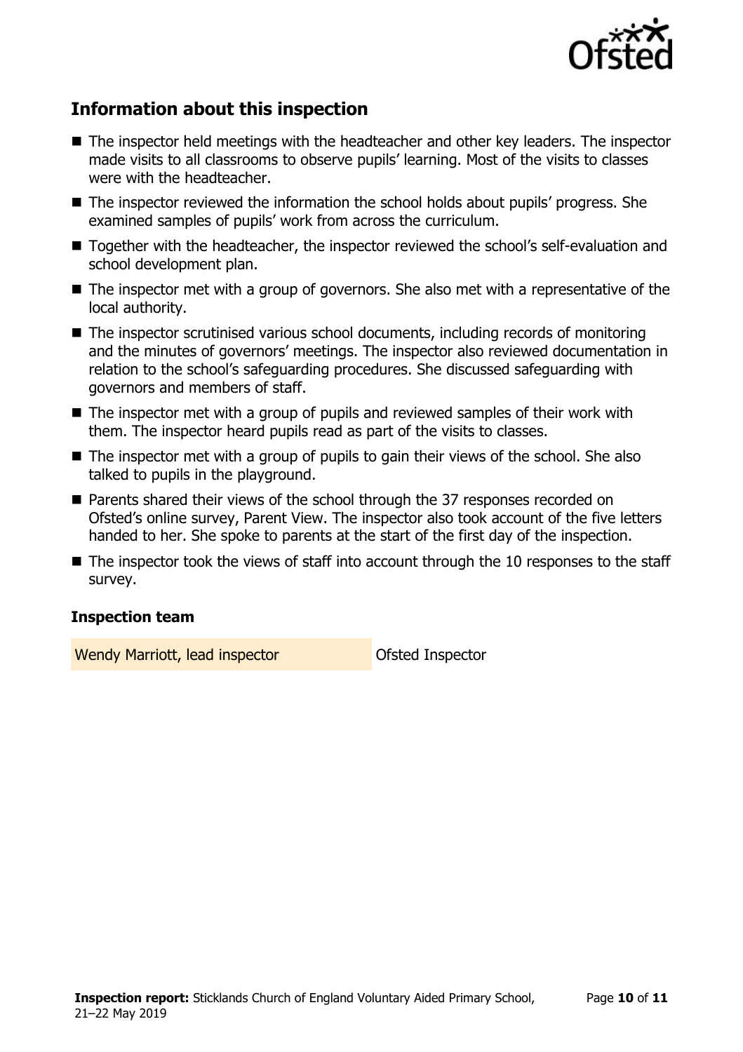## Information about this inspection

- The inspector held meetings with the headteacher and other key leaders. The inspector made visits to all classrooms to observe pupils' learning. Most of the visits to classes were with the headteacher.
- The inspector reviewed the information the school holds about pupils' progress. She examined samples of pupils' work from across the curriculum.
- Together with the headteacher, the inspector reviewed the school's self-evaluation and school development plan.
- The inspector met with a group of governors. She also met with a representative of the local authority.
- The inspector scrutinised various school documents, including records of monitoring and the minutes of governors' meetings. The inspector also reviewed documentation in relation to the school's safeguarding procedures. She discussed safeguarding with governors and members of staff.
- The inspector met with a group of pupils and reviewed samples of their work with them. The inspector heard pupils read as part of the visits to classes.
- The inspector met with a group of pupils to gain their views of the school. She also talked to pupils in the playground.
- Parents shared their views of the school through the 37 responses recorded on Ofsted's online survey, Parent View. The inspector also took account of the five letters handed to her. She spoke to parents at the start of the first day of the inspection.
- The inspector took the views of staff into account through the 10 responses to the staff survey.

### Inspection team

| | |
|---|---|
| Wendy Marriott, lead inspector | Ofsted Inspector |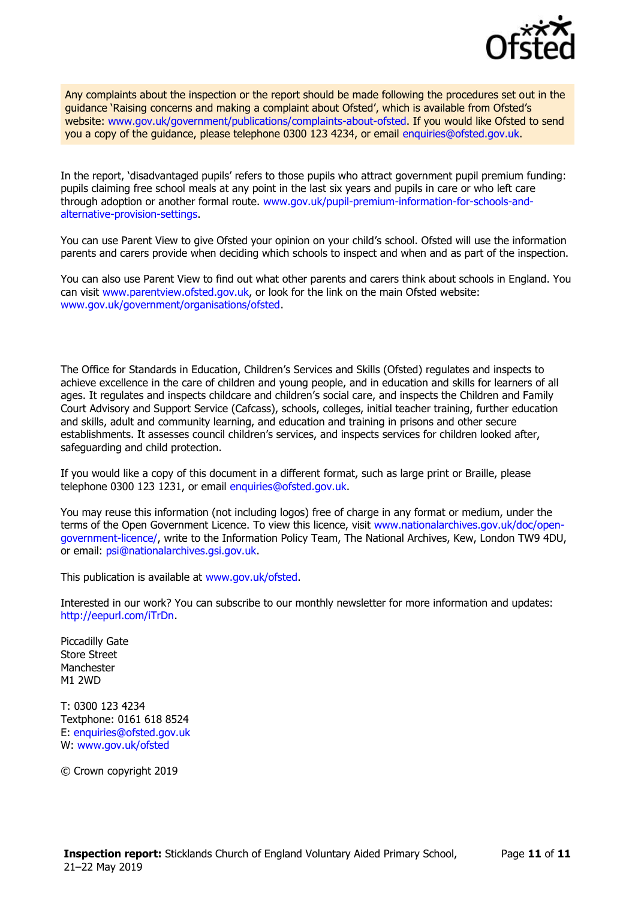Any complaints about the inspection or the report should be made following the procedures set out in the guidance 'Raising concerns and making a complaint about Ofsted', which is available from Ofsted's website: www.gov.uk/government/publications/complaints-about-ofsted. If you would like Ofsted to send you a copy of the guidance, please telephone 0300 123 4234, or email enquiries@ofsted.gov.uk.

In the report, 'disadvantaged pupils' refers to those pupils who attract government pupil premium funding: pupils claiming free school meals at any point in the last six years and pupils in care or who left care through adoption or another formal route. www.gov.uk/pupil-premium-information-for-schools-and-alternative-provision-settings.

You can use Parent View to give Ofsted your opinion on your child's school. Ofsted will use the information parents and carers provide when deciding which schools to inspect and when and as part of the inspection.

You can also use Parent View to find out what other parents and carers think about schools in England. You can visit www.parentview.ofsted.gov.uk, or look for the link on the main Ofsted website: www.gov.uk/government/organisations/ofsted.

The Office for Standards in Education, Children's Services and Skills (Ofsted) regulates and inspects to achieve excellence in the care of children and young people, and in education and skills for learners of all ages. It regulates and inspects childcare and children's social care, and inspects the Children and Family Court Advisory and Support Service (Cafcass), schools, colleges, initial teacher training, further education and skills, adult and community learning, and education and training in prisons and other secure establishments. It assesses council children's services, and inspects services for children looked after, safeguarding and child protection.

If you would like a copy of this document in a different format, such as large print or Braille, please telephone 0300 123 1231, or email enquiries@ofsted.gov.uk.

You may reuse this information (not including logos) free of charge in any format or medium, under the terms of the Open Government Licence. To view this licence, visit www.nationalarchives.gov.uk/doc/open-government-licence/, write to the Information Policy Team, The National Archives, Kew, London TW9 4DU, or email: psi@nationalarchives.gsi.gov.uk.

This publication is available at www.gov.uk/ofsted.

Interested in our work? You can subscribe to our monthly newsletter for more information and updates: http://eepurl.com/iTrDn.

Piccadilly Gate
Store Street
Manchester
M1 2WD

T: 0300 123 4234
Textphone: 0161 618 8524
E: enquiries@ofsted.gov.uk
W: www.gov.uk/ofsted

© Crown copyright 2019